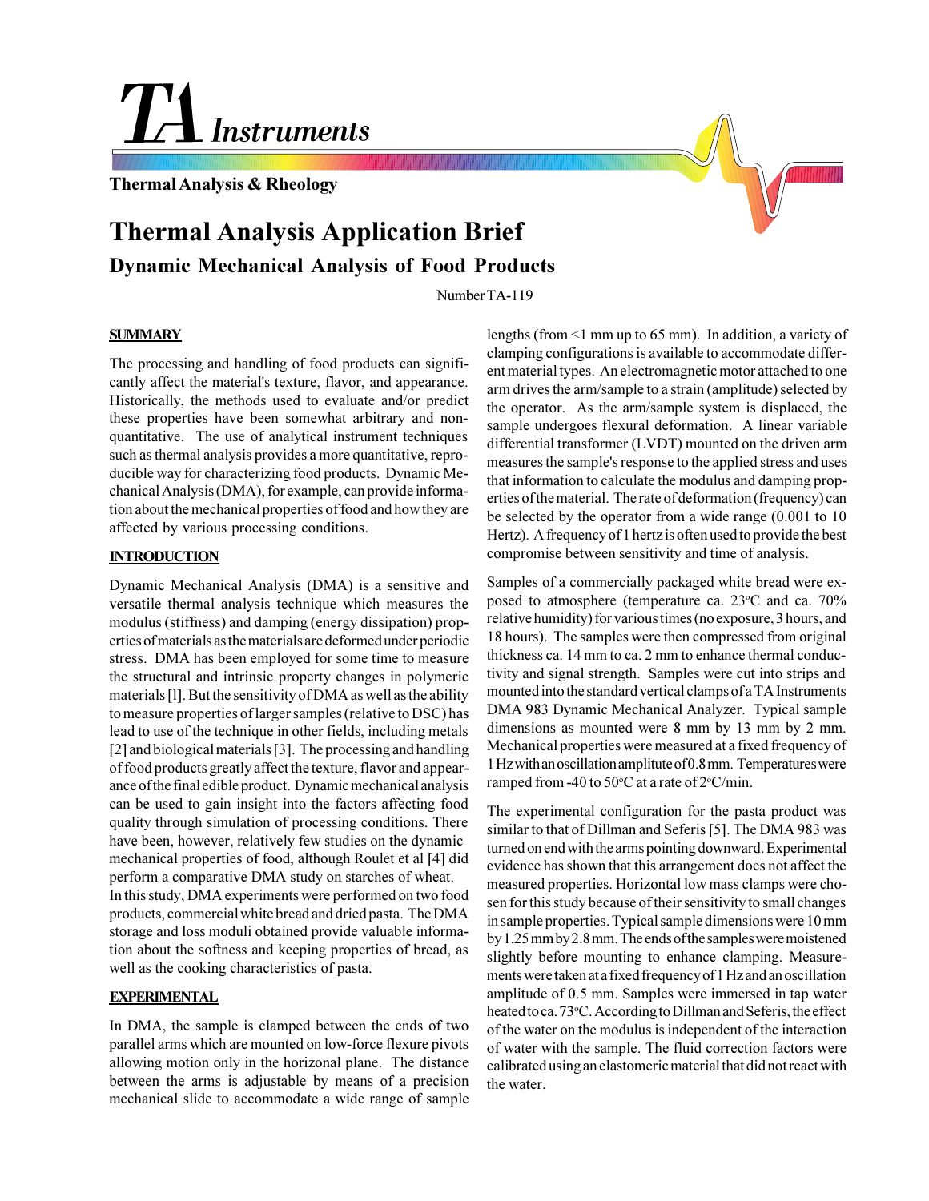TA Instruments

Thermal Analysis & Rheology

# Thermal Analysis Application Brief

## Dynamic Mechanical Analysis of Food Products

Number TA-119

### SUMMARY

The processing and handling of food products can significantly affect the material's texture, flavor, and appearance. Historically, the methods used to evaluate and/or predict these properties have been somewhat arbitrary and non-quantitative. The use of analytical instrument techniques such as thermal analysis provides a more quantitative, reproducible way for characterizing food products. Dynamic Mechanical Analysis (DMA), for example, can provide information about the mechanical properties of food and how they are affected by various processing conditions.

### INTRODUCTION

Dynamic Mechanical Analysis (DMA) is a sensitive and versatile thermal analysis technique which measures the modulus (stiffness) and damping (energy dissipation) properties of materials as the materials are deformed under periodic stress. DMA has been employed for some time to measure the structural and intrinsic property changes in polymeric materials [l]. But the sensitivity of DMA as well as the ability to measure properties of larger samples (relative to DSC) has lead to use of the technique in other fields, including metals [2] and biological materials [3]. The processing and handling of food products greatly affect the texture, flavor and appearance of the final edible product. Dynamic mechanical analysis can be used to gain insight into the factors affecting food quality through simulation of processing conditions. There have been, however, relatively few studies on the dynamic mechanical properties of food, although Roulet et al [4] did perform a comparative DMA study on starches of wheat.
In this study, DMA experiments were performed on two food products, commercial white bread and dried pasta. The DMA storage and loss moduli obtained provide valuable information about the softness and keeping properties of bread, as well as the cooking characteristics of pasta.

### EXPERIMENTAL

In DMA, the sample is clamped between the ends of two parallel arms which are mounted on low-force flexure pivots allowing motion only in the horizonal plane. The distance between the arms is adjustable by means of a precision mechanical slide to accommodate a wide range of sample lengths (from <1 mm up to 65 mm). In addition, a variety of clamping configurations is available to accommodate different material types. An electromagnetic motor attached to one arm drives the arm/sample to a strain (amplitude) selected by the operator. As the arm/sample system is displaced, the sample undergoes flexural deformation. A linear variable differential transformer (LVDT) mounted on the driven arm measures the sample's response to the applied stress and uses that information to calculate the modulus and damping properties of the material. The rate of deformation (frequency) can be selected by the operator from a wide range (0.001 to 10 Hertz). A frequency of 1 hertz is often used to provide the best compromise between sensitivity and time of analysis.

Samples of a commercially packaged white bread were exposed to atmosphere (temperature ca. 23°C and ca. 70% relative humidity) for various times (no exposure, 3 hours, and 18 hours). The samples were then compressed from original thickness ca. 14 mm to ca. 2 mm to enhance thermal conductivity and signal strength. Samples were cut into strips and mounted into the standard vertical clamps of a TA Instruments DMA 983 Dynamic Mechanical Analyzer. Typical sample dimensions as mounted were 8 mm by 13 mm by 2 mm. Mechanical properties were measured at a fixed frequency of 1 Hz with an oscillation amplitute of 0.8 mm. Temperatures were ramped from -40 to 50°C at a rate of 2°C/min.

The experimental configuration for the pasta product was similar to that of Dillman and Seferis [5]. The DMA 983 was turned on end with the arms pointing downward. Experimental evidence has shown that this arrangement does not affect the measured properties. Horizontal low mass clamps were chosen for this study because of their sensitivity to small changes in sample properties. Typical sample dimensions were 10 mm by 1.25 mm by 2.8 mm. The ends of the samples were moistened slightly before mounting to enhance clamping. Measurements were taken at a fixed frequency of 1 Hz and an oscillation amplitude of 0.5 mm. Samples were immersed in tap water heated to ca. 73°C. According to Dillman and Seferis, the effect of the water on the modulus is independent of the interaction of water with the sample. The fluid correction factors were calibrated using an elastomeric material that did not react with the water.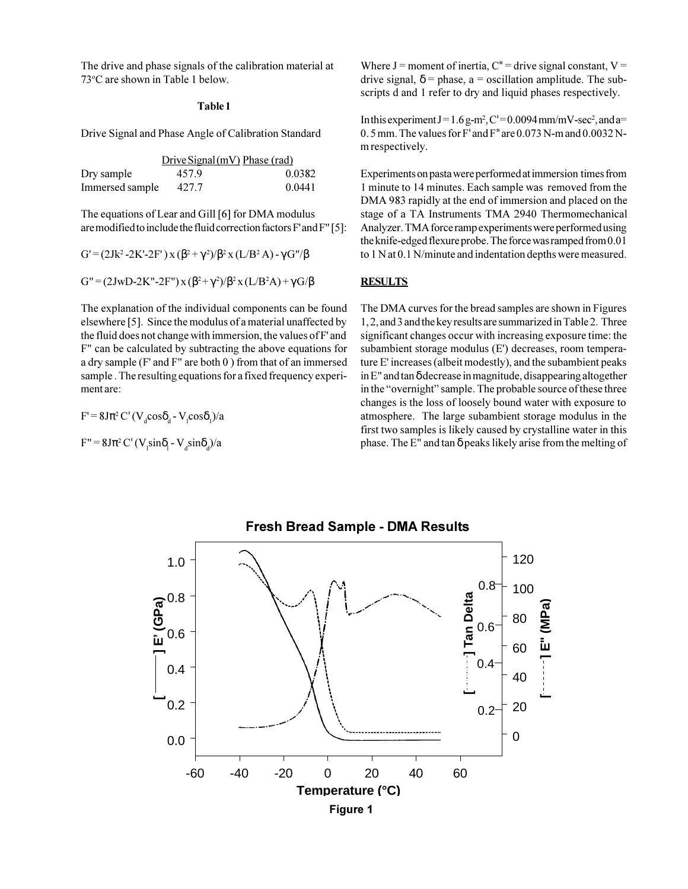The drive and phase signals of the calibration material at 73°C are shown in Table 1 below.

**Table 1**

Drive Signal and Phase Angle of Calibration Standard

| | Drive Signal (mV) | Phase (rad) |
|---|---|---|
| Dry sample | 457.9 | 0.0382 |
| Immersed sample | 427.7 | 0.0441 |

The equations of Lear and Gill [6] for DMA modulus are modified to include the fluid correction factors F' and F" [5]:

$$G' = (2Jk^2 - 2K' - 2F') \times (\beta^2 + \gamma^2)/\beta^2 \times (L/B^2 A) - \gamma G''/\beta$$

$$G'' = (2JwD - 2K'' - 2F'') \times (\beta^2 + \gamma^2)/\beta^2 \times (L/B^2 A) + \gamma G/\beta$$

The explanation of the individual components can be found elsewhere [5]. Since the modulus of a material unaffected by the fluid does not change with immersion, the values of F' and F" can be calculated by subtracting the above equations for a dry sample (F' and F" are both 0 ) from that of an immersed sample . The resulting equations for a fixed frequency experiment are:

$$F' = 8J\pi^2 C' (V_d \cos\delta_d - V_l \cos\delta_l)/a$$

$$F'' = 8J\pi^2 C' (V_l \sin\delta_l - V_d \sin\delta_d)/a$$

Where J = moment of inertia, C" = drive signal constant, V = drive signal, δ = phase, a = oscillation amplitude. The subscripts d and 1 refer to dry and liquid phases respectively.

In this experiment J = 1.6 g-m$^2$, C' = 0.0094 mm/mV-sec$^2$, and a = 0. 5 mm. The values for F' and F" are 0.073 N-m and 0.0032 N-m respectively.

Experiments on pasta were performed at immersion times from 1 minute to 14 minutes. Each sample was removed from the DMA 983 rapidly at the end of immersion and placed on the stage of a TA Instruments TMA 2940 Thermomechanical Analyzer. TMA force ramp experiments were performed using the knife-edged flexure probe. The force was ramped from 0.01 to 1 N at 0.1 N/minute and indentation depths were measured.

## RESULTS

The DMA curves for the bread samples are shown in Figures 1, 2, and 3 and the key results are summarized in Table 2. Three significant changes occur with increasing exposure time: the subambient storage modulus (E') decreases, room temperature E' increases (albeit modestly), and the subambient peaks in E" and tan δ decrease in magnitude, disappearing altogether in the "overnight" sample. The probable source of these three changes is the loss of loosely bound water with exposure to atmosphere. The large subambient storage modulus in the first two samples is likely caused by crystalline water in this phase. The E" and tan δ peaks likely arise from the melting of

**Fresh Bread Sample - DMA Results**

Figure 1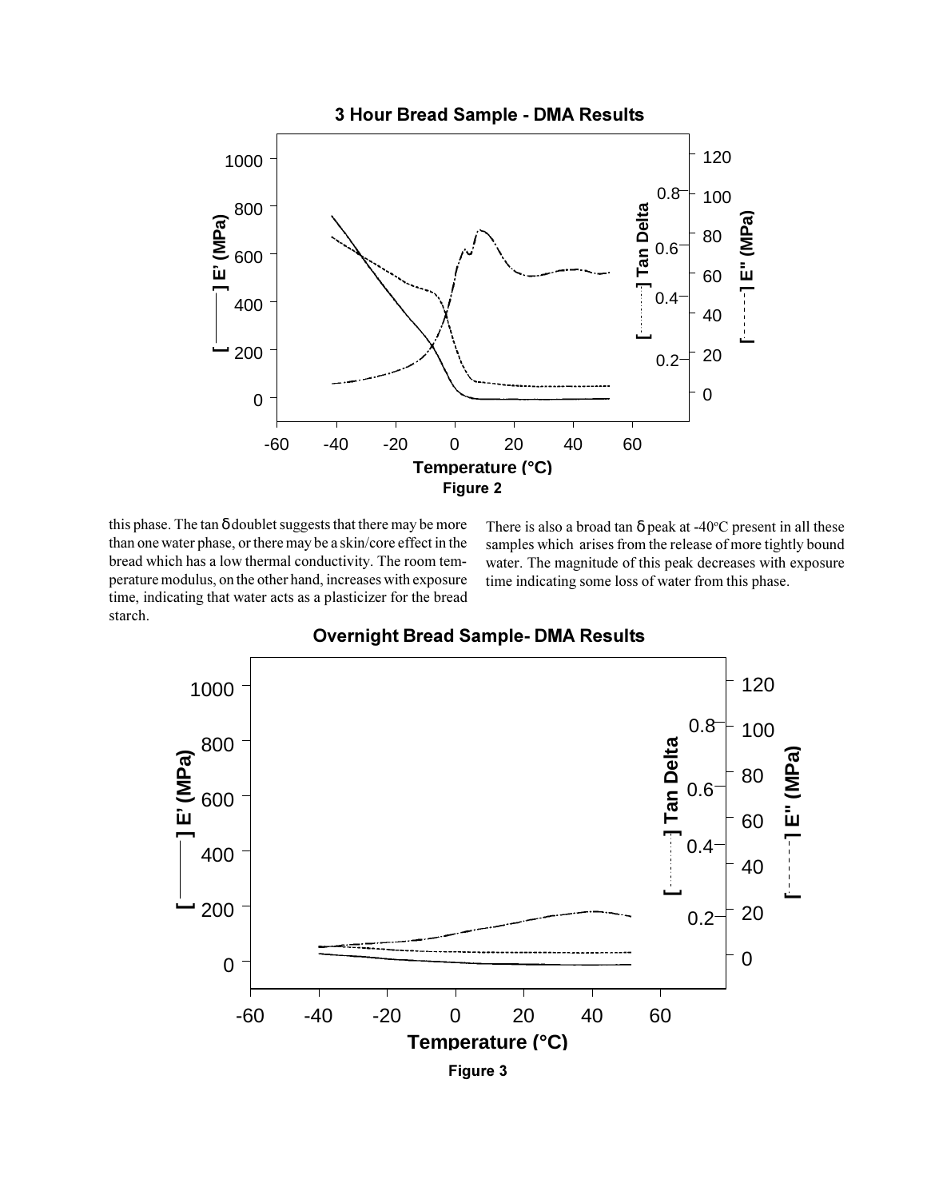**Figure 2**

this phase. The tan δ doublet suggests that there may be more than one water phase, or there may be a skin/core effect in the bread which has a low thermal conductivity. The room temperature modulus, on the other hand, increases with exposure time, indicating that water acts as a plasticizer for the bread starch.

There is also a broad tan δ peak at -40°C present in all these samples which arises from the release of more tightly bound water. The magnitude of this peak decreases with exposure time indicating some loss of water from this phase.

**Figure 3**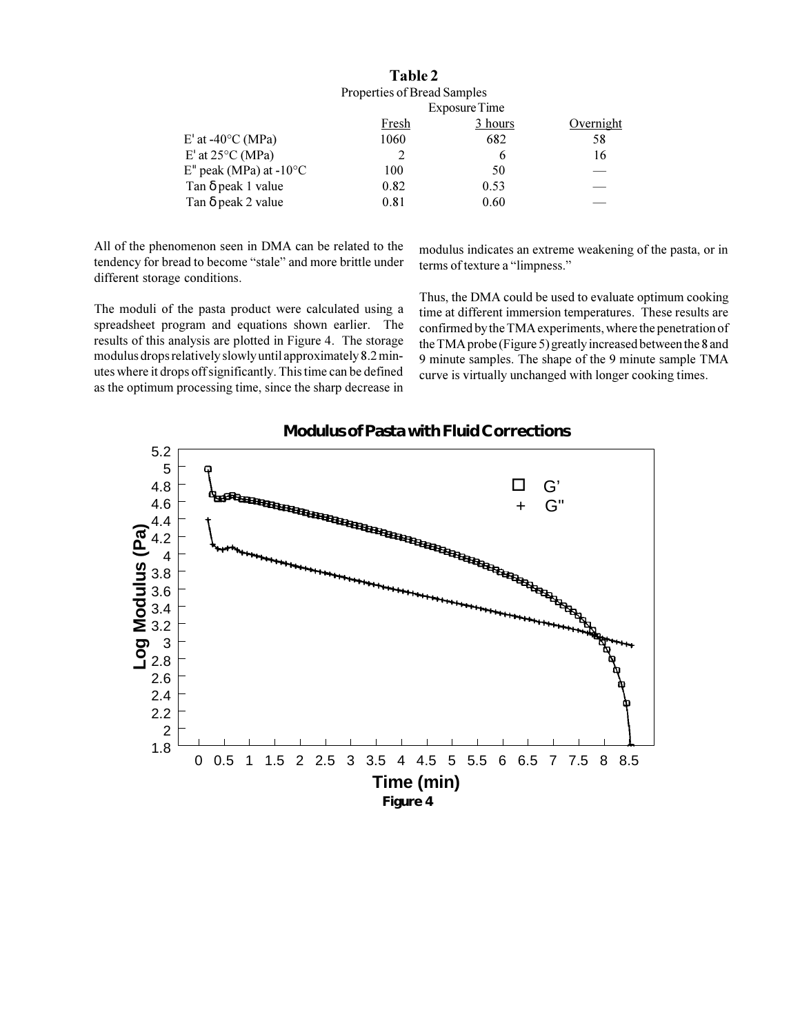**Table 2**

Properties of Bread Samples

| | Exposure Time | | |
|---|---|---|---|
| | Fresh | 3 hours | Overnight |
| E' at -40°C (MPa) | 1060 | 682 | 58 |
| E' at 25°C (MPa) | 2 | 6 | 16 |
| E" peak (MPa) at -10°C | 100 | 50 | — |
| Tan δ peak 1 value | 0.82 | 0.53 | — |
| Tan δ peak 2 value | 0.81 | 0.60 | — |

All of the phenomenon seen in DMA can be related to the tendency for bread to become "stale" and more brittle under different storage conditions.

The moduli of the pasta product were calculated using a spreadsheet program and equations shown earlier. The results of this analysis are plotted in Figure 4. The storage modulus drops relatively slowly until approximately 8.2 minutes where it drops off significantly. This time can be defined as the optimum processing time, since the sharp decrease in modulus indicates an extreme weakening of the pasta, or in terms of texture a "limpness."

Thus, the DMA could be used to evaluate optimum cooking time at different immersion temperatures. These results are confirmed by the TMA experiments, where the penetration of the TMA probe (Figure 5) greatly increased between the 8 and 9 minute samples. The shape of the 9 minute sample TMA curve is virtually unchanged with longer cooking times.

**Modulus of Pasta with Fluid Corrections**

**Figure 4**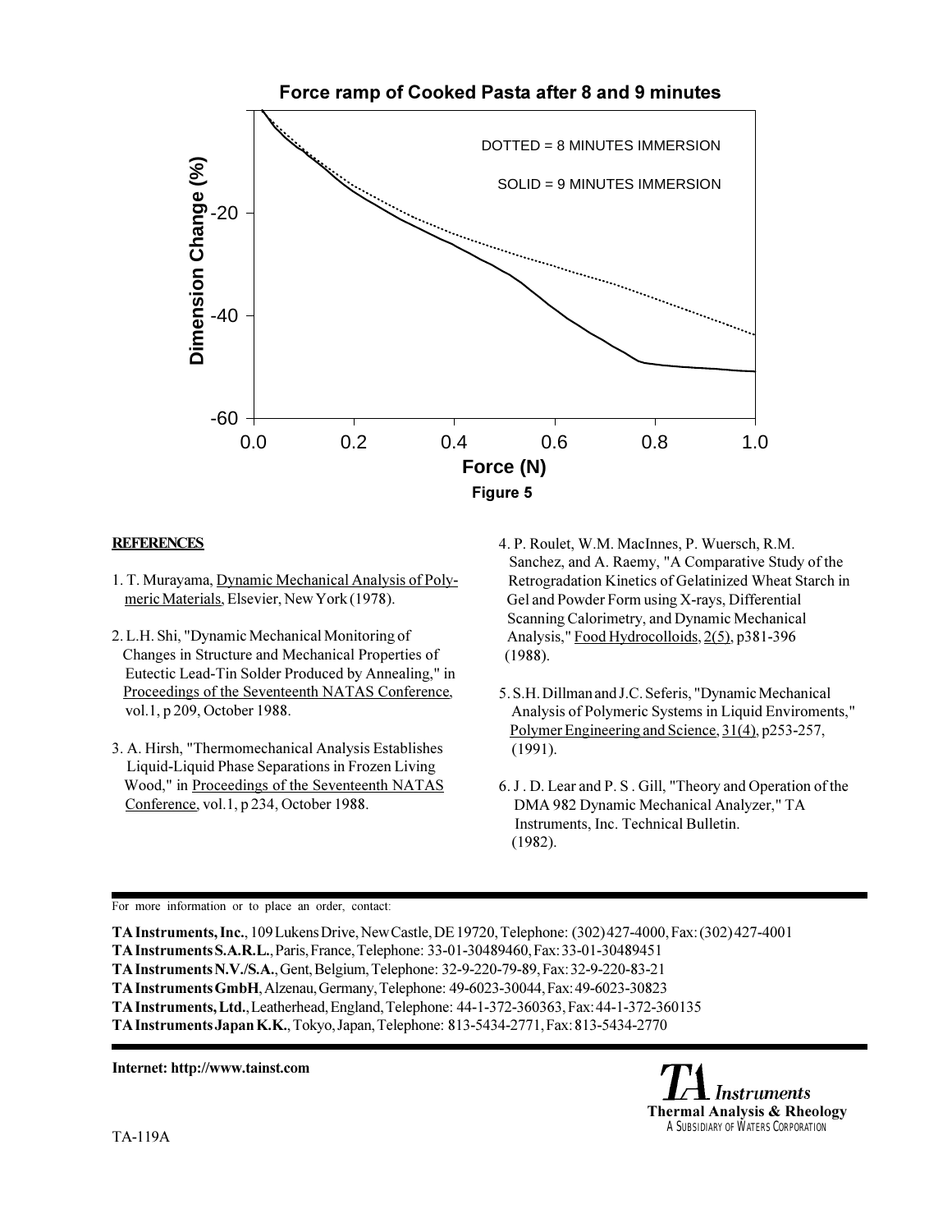**Force ramp of Cooked Pasta after 8 and 9 minutes**

DOTTED = 8 MINUTES IMMERSION

SOLID = 9 MINUTES IMMERSION

Dimension Change (%)

-20

-40

-60

0.0 0.2 0.4 0.6 0.8 1.0

Force (N)

**Figure 5**

## REFERENCES

1. T. Murayama, Dynamic Mechanical Analysis of Polymeric Materials, Elsevier, New York (1978).

2. L.H. Shi, "Dynamic Mechanical Monitoring of Changes in Structure and Mechanical Properties of Eutectic Lead-Tin Solder Produced by Annealing," in Proceedings of the Seventeenth NATAS Conference, vol.1, p 209, October 1988.

3. A. Hirsh, "Thermomechanical Analysis Establishes Liquid-Liquid Phase Separations in Frozen Living Wood," in Proceedings of the Seventeenth NATAS Conference, vol.1, p 234, October 1988.

4. P. Roulet, W.M. MacInnes, P. Wuersch, R.M. Sanchez, and A. Raemy, "A Comparative Study of the Retrogradation Kinetics of Gelatinized Wheat Starch in Gel and Powder Form using X-rays, Differential Scanning Calorimetry, and Dynamic Mechanical Analysis," Food Hydrocolloids, 2(5), p381-396 (1988).

5. S.H. Dillman and J.C. Seferis, "Dynamic Mechanical Analysis of Polymeric Systems in Liquid Enviroments," Polymer Engineering and Science, 31(4), p253-257, (1991).

6. J . D. Lear and P. S . Gill, "Theory and Operation of the DMA 982 Dynamic Mechanical Analyzer," TA Instruments, Inc. Technical Bulletin. (1982).

---

For more information or to place an order, contact:

**TA Instruments, Inc.**, 109 Lukens Drive, New Castle, DE 19720, Telephone: (302) 427-4000, Fax: (302) 427-4001
**TA Instruments S.A.R.L.**, Paris, France, Telephone: 33-01-30489460, Fax: 33-01-30489451
**TA Instruments N.V./S.A.**, Gent, Belgium, Telephone: 32-9-220-79-89, Fax: 32-9-220-83-21
**TA Instruments GmbH**, Alzenau, Germany, Telephone: 49-6023-30044, Fax: 49-6023-30823
**TA Instruments, Ltd.**, Leatherhead, England, Telephone: 44-1-372-360363, Fax: 44-1-372-360135
**TA Instruments Japan K.K.**, Tokyo, Japan, Telephone: 813-5434-2771, Fax: 813-5434-2770

---

**Internet: http://www.tainst.com**

TA Instruments
**Thermal Analysis & Rheology**
A SUBSIDIARY OF WATERS CORPORATION

TA-119A